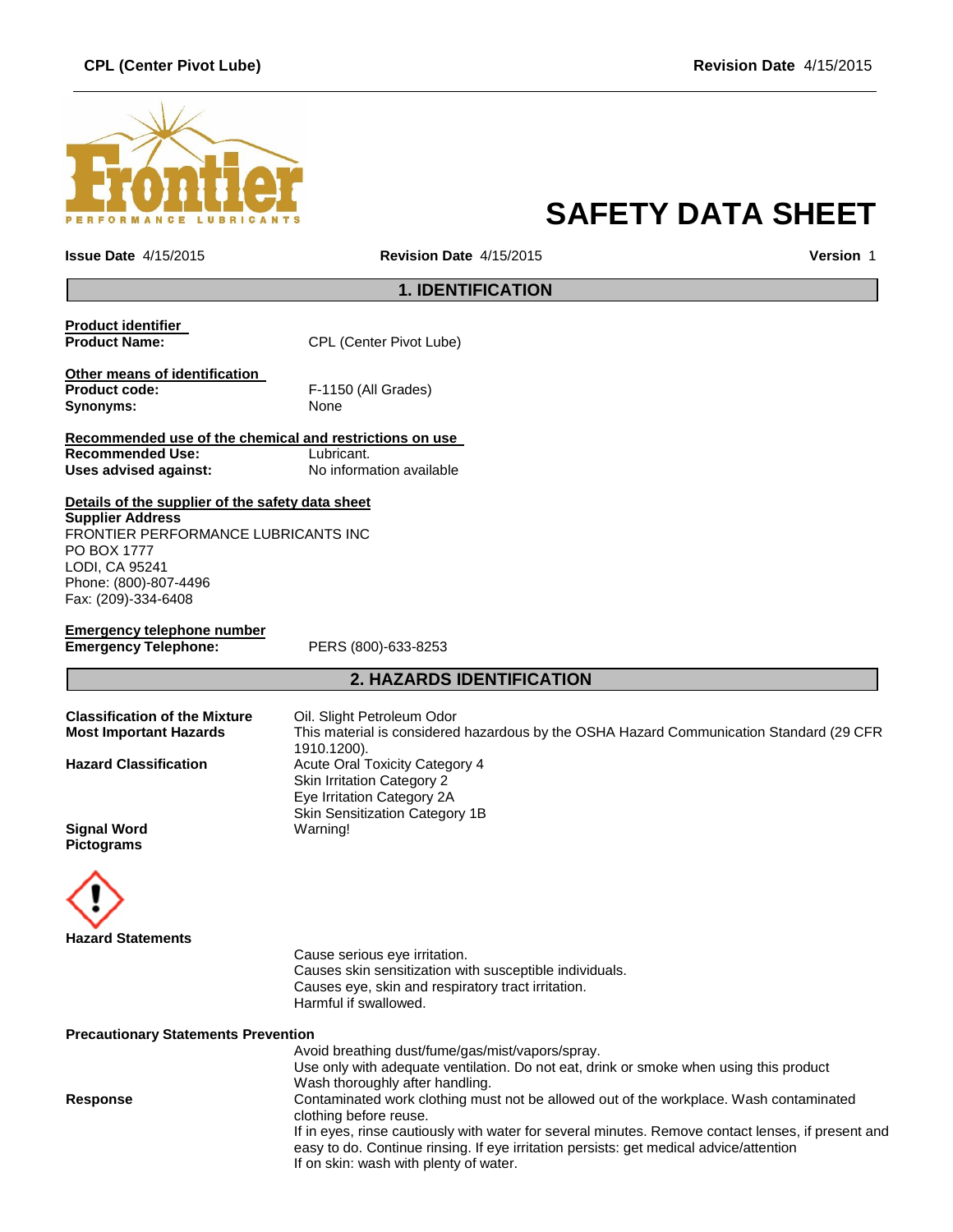# SAFETY DATA SHEET

**Issue Date** 4/15/2015 **Revision Date** 4/15/2015 **Version** 1

## 1. IDENTIFICATION

**Product identifier**
**Product Name:** CPL (Center Pivot Lube)

**Other means of identification**
**Product code:** F-1150 (All Grades)
**Synonyms:** None

**Recommended use of the chemical and restrictions on use**
**Recommended Use:** Lubricant.
**Uses advised against:** No information available

**Details of the supplier of the safety data sheet**
**Supplier Address**
FRONTIER PERFORMANCE LUBRICANTS INC
PO BOX 1777
LODI, CA 95241
Phone: (800)-807-4496
Fax: (209)-334-6408

**Emergency telephone number**
**Emergency Telephone:** PERS (800)-633-8253

## 2. HAZARDS IDENTIFICATION

**Classification of the Mixture** Oil. Slight Petroleum Odor
**Most Important Hazards** This material is considered hazardous by the OSHA Hazard Communication Standard (29 CFR 1910.1200).
**Hazard Classification** Acute Oral Toxicity Category 4
Skin Irritation Category 2
Eye Irritation Category 2A
Skin Sensitization Category 1B
**Signal Word** Warning!
**Pictograms**

**Hazard Statements**
Cause serious eye irritation.
Causes skin sensitization with susceptible individuals.
Causes eye, skin and respiratory tract irritation.
Harmful if swallowed.

**Precautionary Statements Prevention**
Avoid breathing dust/fume/gas/mist/vapors/spray.
Use only with adequate ventilation. Do not eat, drink or smoke when using this product
Wash thoroughly after handling.

**Response**
Contaminated work clothing must not be allowed out of the workplace. Wash contaminated clothing before reuse.
If in eyes, rinse cautiously with water for several minutes. Remove contact lenses, if present and easy to do. Continue rinsing. If eye irritation persists: get medical advice/attention
If on skin: wash with plenty of water.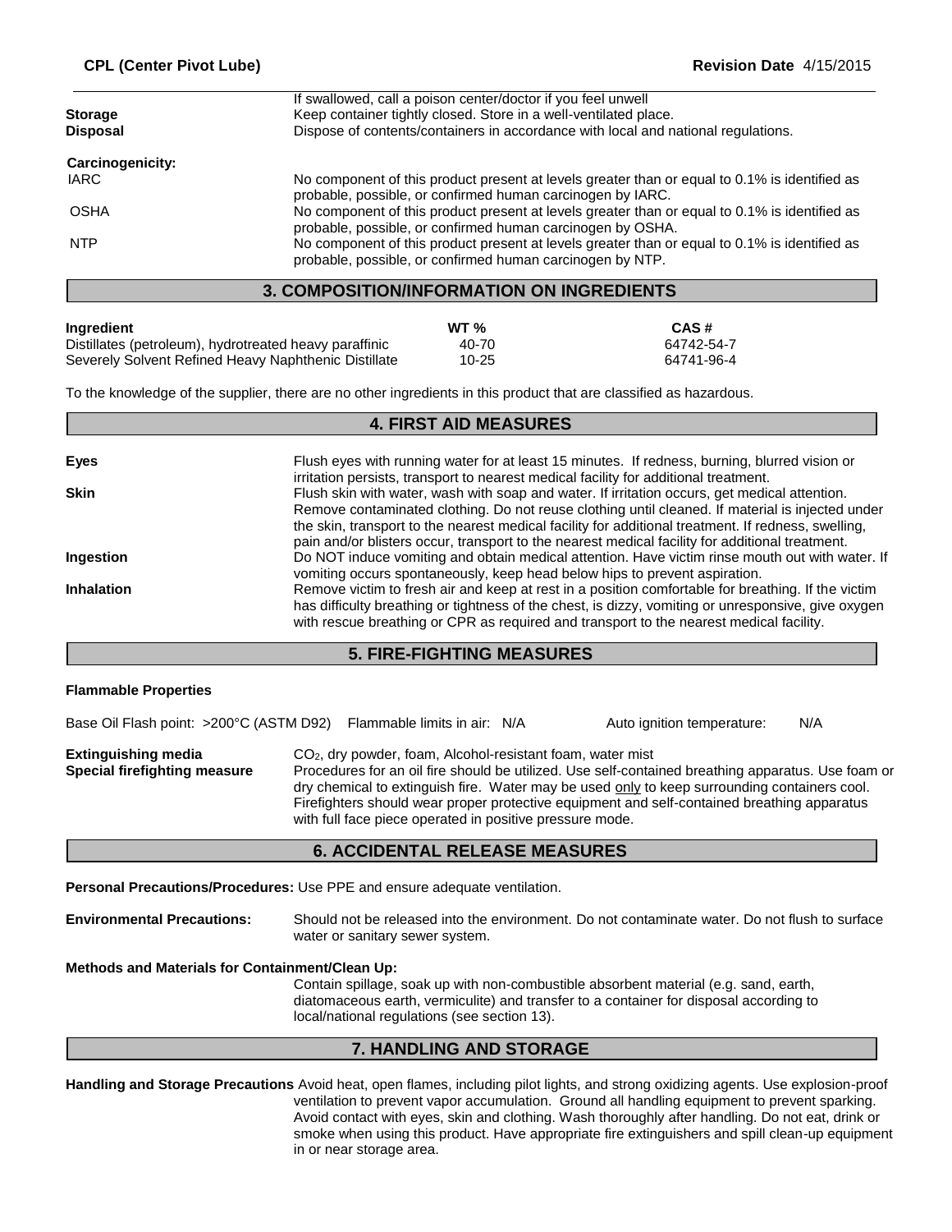| | |
|---|---|
| | If swallowed, call a poison center/doctor if you feel unwell |
| **Storage** | Keep container tightly closed. Store in a well-ventilated place. |
| **Disposal** | Dispose of contents/containers in accordance with local and national regulations. |

**Carcinogenicity:**

| | |
|---|---|
| IARC | No component of this product present at levels greater than or equal to 0.1% is identified as probable, possible, or confirmed human carcinogen by IARC. |
| OSHA | No component of this product present at levels greater than or equal to 0.1% is identified as probable, possible, or confirmed human carcinogen by OSHA. |
| NTP | No component of this product present at levels greater than or equal to 0.1% is identified as probable, possible, or confirmed human carcinogen by NTP. |

## 3. COMPOSITION/INFORMATION ON INGREDIENTS

| Ingredient | WT % | CAS # |
|---|---|---|
| Distillates (petroleum), hydrotreated heavy paraffinic | 40-70 | 64742-54-7 |
| Severely Solvent Refined Heavy Naphthenic Distillate | 10-25 | 64741-96-4 |

To the knowledge of the supplier, there are no other ingredients in this product that are classified as hazardous.

## 4. FIRST AID MEASURES

**Eyes** Flush eyes with running water for at least 15 minutes. If redness, burning, blurred vision or irritation persists, transport to nearest medical facility for additional treatment.

**Skin** Flush skin with water, wash with soap and water. If irritation occurs, get medical attention. Remove contaminated clothing. Do not reuse clothing until cleaned. If material is injected under the skin, transport to the nearest medical facility for additional treatment. If redness, swelling, pain and/or blisters occur, transport to the nearest medical facility for additional treatment.

**Ingestion** Do NOT induce vomiting and obtain medical attention. Have victim rinse mouth out with water. If vomiting occurs spontaneously, keep head below hips to prevent aspiration.

**Inhalation** Remove victim to fresh air and keep at rest in a position comfortable for breathing. If the victim has difficulty breathing or tightness of the chest, is dizzy, vomiting or unresponsive, give oxygen with rescue breathing or CPR as required and transport to the nearest medical facility.

## 5. FIRE-FIGHTING MEASURES

**Flammable Properties**

Base Oil Flash point: >200°C (ASTM D92) Flammable limits in air: N/A Auto ignition temperature: N/A

**Extinguishing media** $CO_2$, dry powder, foam, Alcohol-resistant foam, water mist

**Special firefighting measure** Procedures for an oil fire should be utilized. Use self-contained breathing apparatus. Use foam or dry chemical to extinguish fire. Water may be used only to keep surrounding containers cool. Firefighters should wear proper protective equipment and self-contained breathing apparatus with full face piece operated in positive pressure mode.

## 6. ACCIDENTAL RELEASE MEASURES

**Personal Precautions/Procedures:** Use PPE and ensure adequate ventilation.

**Environmental Precautions:** Should not be released into the environment. Do not contaminate water. Do not flush to surface water or sanitary sewer system.

**Methods and Materials for Containment/Clean Up:**

Contain spillage, soak up with non-combustible absorbent material (e.g. sand, earth, diatomaceous earth, vermiculite) and transfer to a container for disposal according to local/national regulations (see section 13).

## 7. HANDLING AND STORAGE

**Handling and Storage Precautions** Avoid heat, open flames, including pilot lights, and strong oxidizing agents. Use explosion-proof ventilation to prevent vapor accumulation. Ground all handling equipment to prevent sparking. Avoid contact with eyes, skin and clothing. Wash thoroughly after handling. Do not eat, drink or smoke when using this product. Have appropriate fire extinguishers and spill clean-up equipment in or near storage area.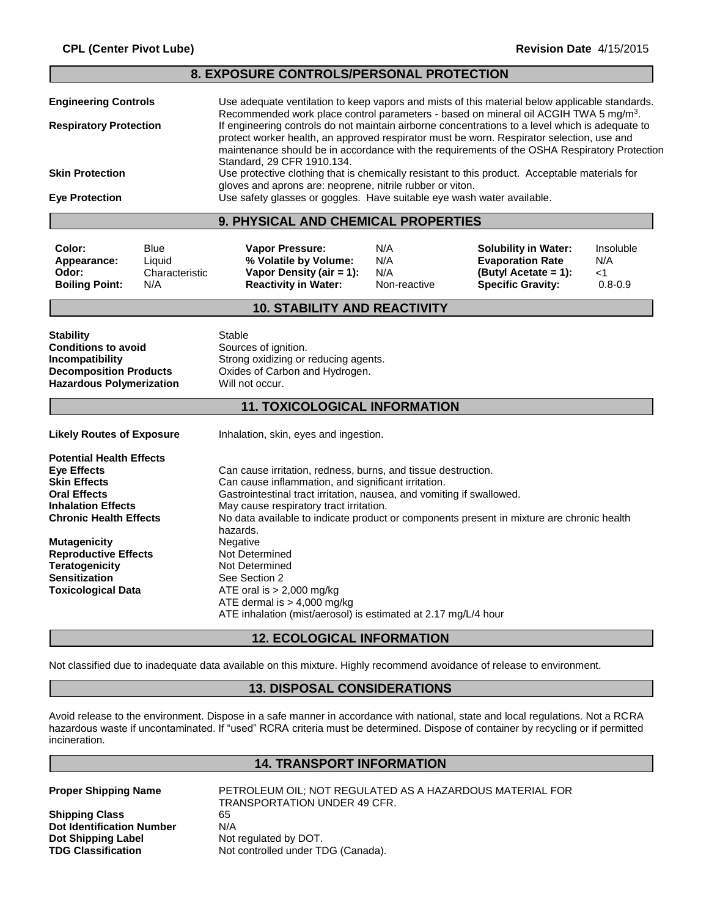## 8. EXPOSURE CONTROLS/PERSONAL PROTECTION

**Engineering Controls** Use adequate ventilation to keep vapors and mists of this material below applicable standards. Recommended work place control parameters - based on mineral oil ACGIH TWA 5 mg/m$^3$.

**Respiratory Protection** If engineering controls do not maintain airborne concentrations to a level which is adequate to protect worker health, an approved respirator must be worn. Respirator selection, use and maintenance should be in accordance with the requirements of the OSHA Respiratory Protection Standard, 29 CFR 1910.134.

**Skin Protection** Use protective clothing that is chemically resistant to this product. Acceptable materials for gloves and aprons are: neoprene, nitrile rubber or viton.

**Eye Protection** Use safety glasses or goggles. Have suitable eye wash water available.

## 9. PHYSICAL AND CHEMICAL PROPERTIES

| | | | | | |
|---|---|---|---|---|---|
| **Color:** | Blue | **Vapor Pressure:** | N/A | **Solubility in Water:** | Insoluble |
| **Appearance:** | Liquid | **% Volatile by Volume:** | N/A | **Evaporation Rate** | N/A |
| **Odor:** | Characteristic | **Vapor Density (air = 1):** | N/A | **(Butyl Acetate = 1):** | <1 |
| **Boiling Point:** | N/A | **Reactivity in Water:** | Non-reactive | **Specific Gravity:** | 0.8-0.9 |

## 10. STABILITY AND REACTIVITY

**Stability** Stable

**Conditions to avoid** Sources of ignition.

**Incompatibility** Strong oxidizing or reducing agents.

**Decomposition Products** Oxides of Carbon and Hydrogen.

**Hazardous Polymerization** Will not occur.

## 11. TOXICOLOGICAL INFORMATION

**Likely Routes of Exposure** Inhalation, skin, eyes and ingestion.

**Potential Health Effects**

**Eye Effects** Can cause irritation, redness, burns, and tissue destruction.

**Skin Effects** Can cause inflammation, and significant irritation.

**Oral Effects** Gastrointestinal tract irritation, nausea, and vomiting if swallowed.

**Inhalation Effects** May cause respiratory tract irritation.

**Chronic Health Effects** No data available to indicate product or components present in mixture are chronic health hazards.

**Mutagenicity** Negative

**Reproductive Effects** Not Determined

**Teratogenicity** Not Determined

**Sensitization** See Section 2

**Toxicological Data** ATE oral is > 2,000 mg/kg
ATE dermal is > 4,000 mg/kg
ATE inhalation (mist/aerosol) is estimated at 2.17 mg/L/4 hour

## 12. ECOLOGICAL INFORMATION

Not classified due to inadequate data available on this mixture. Highly recommend avoidance of release to environment.

## 13. DISPOSAL CONSIDERATIONS

Avoid release to the environment. Dispose in a safe manner in accordance with national, state and local regulations. Not a RCRA hazardous waste if uncontaminated. If "used" RCRA criteria must be determined. Dispose of container by recycling or if permitted incineration.

## 14. TRANSPORT INFORMATION

**Proper Shipping Name** PETROLEUM OIL; NOT REGULATED AS A HAZARDOUS MATERIAL FOR TRANSPORTATION UNDER 49 CFR.

**Shipping Class** 65

**Dot Identification Number** N/A

**Dot Shipping Label** Not regulated by DOT.

**TDG Classification** Not controlled under TDG (Canada).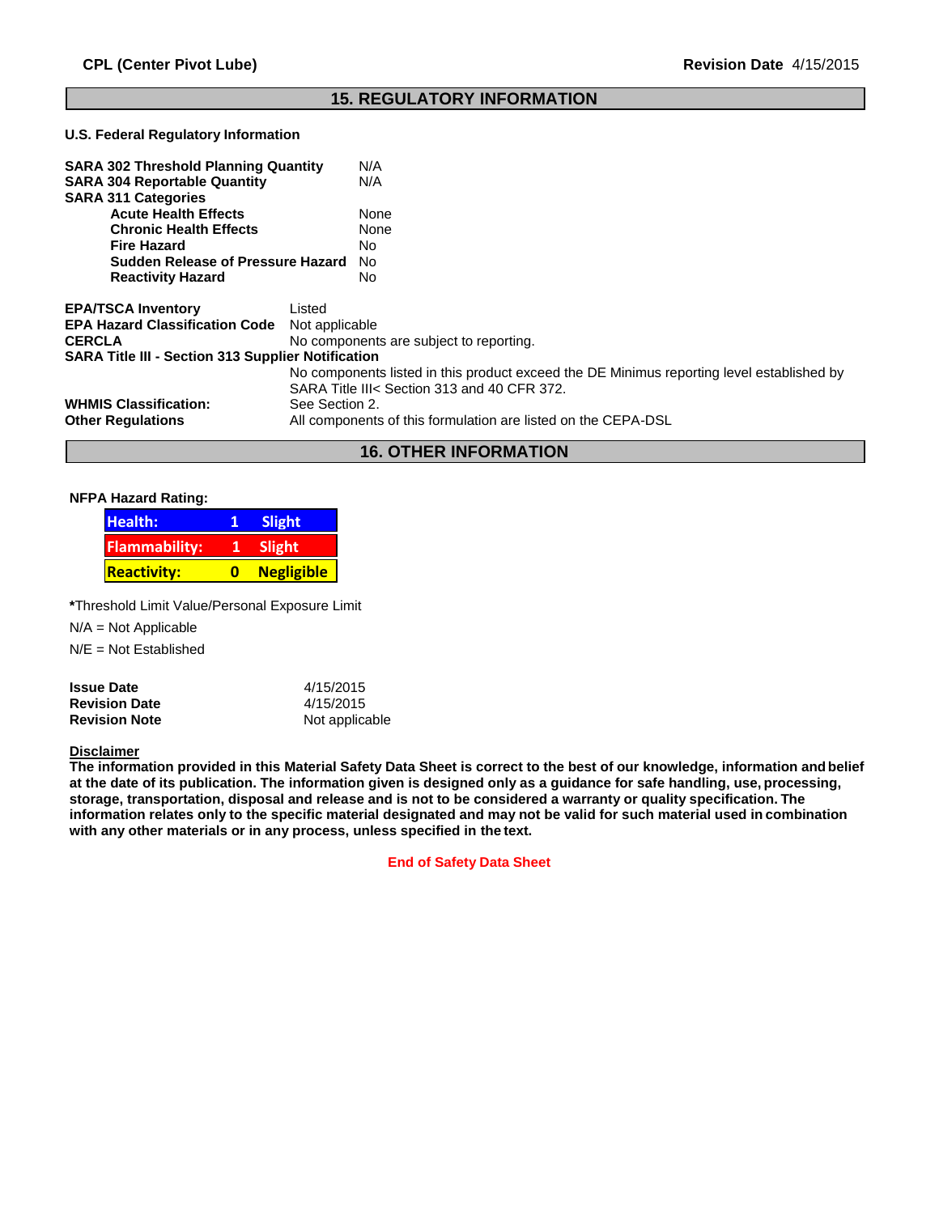## 15. REGULATORY INFORMATION

**U.S. Federal Regulatory Information**

| | |
|---|---|
| **SARA 302 Threshold Planning Quantity** | N/A |
| **SARA 304 Reportable Quantity** | N/A |
| **SARA 311 Categories** | |
| **Acute Health Effects** | None |
| **Chronic Health Effects** | None |
| **Fire Hazard** | No |
| **Sudden Release of Pressure Hazard** | No |
| **Reactivity Hazard** | No |

| | |
|---|---|
| **EPA/TSCA Inventory** | Listed |
| **EPA Hazard Classification Code** | Not applicable |
| **CERCLA** | No components are subject to reporting. |
| **SARA Title III - Section 313 Supplier Notification** | No components listed in this product exceed the DE Minimus reporting level established by SARA Title III< Section 313 and 40 CFR 372. |
| **WHMIS Classification:** | See Section 2. |
| **Other Regulations** | All components of this formulation are listed on the CEPA-DSL |

## 16. OTHER INFORMATION

**NFPA Hazard Rating:**

| | | |
|---|---|---|
| **Health:** | **1** | **Slight** |
| **Flammability:** | **1** | **Slight** |
| **Reactivity:** | **0** | **Negligible** |

**\***Threshold Limit Value/Personal Exposure Limit

N/A = Not Applicable

N/E = Not Established

| | |
|---|---|
| **Issue Date** | 4/15/2015 |
| **Revision Date** | 4/15/2015 |
| **Revision Note** | Not applicable |

**Disclaimer**

**The information provided in this Material Safety Data Sheet is correct to the best of our knowledge, information and belief at the date of its publication. The information given is designed only as a guidance for safe handling, use, processing, storage, transportation, disposal and release and is not to be considered a warranty or quality specification. The information relates only to the specific material designated and may not be valid for such material used in combination with any other materials or in any process, unless specified in the text.**

**End of Safety Data Sheet**